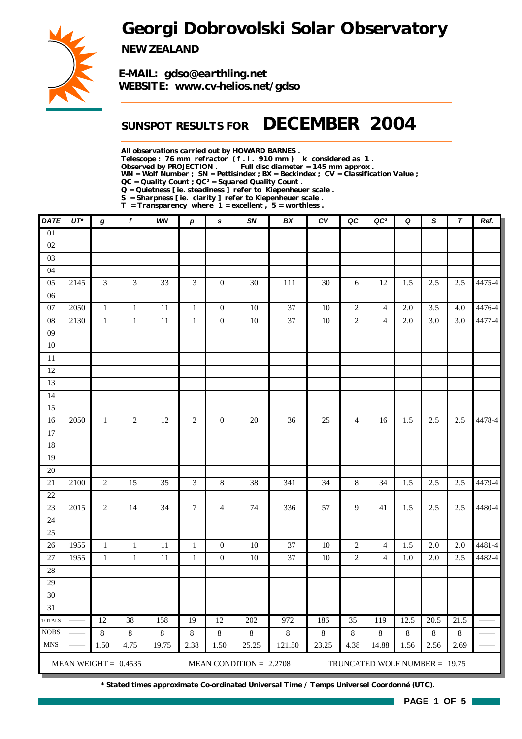# Georgi Dobrovolski Solar Observatory

**NEW ZEALAND**

**E-MAIL: gdso@earthling.net**
**WEBSITE: www.cv-helios.net/gdso**

## SUNSPOT RESULTS FOR DECEMBER 2004

**All observations carried out by HOWARD BARNES .**
**Telescope : 76 mm refractor ( f . l . 910 mm ) k considered as 1 .**
**Observed by PROJECTION . Full disc diameter = 145 mm approx .**
**WN = Wolf Number ; SN = Pettisindex ; BX = Beckindex ; CV = Classification Value ;**
**QC = Quality Count ; QC² = Squared Quality Count .**
**Q = Quietness [ ie. steadiness ] refer to Kiepenheuer scale .**
**S = Sharpness [ ie. clarity ] refer to Kiepenheuer scale .**
**T = Transparency where 1 = excellent , 5 = worthless .**

| DATE | UT* | g | f | WN | p | s | SN | BX | CV | QC | QC² | Q | S | T | Ref. |
|---|---|---|---|---|---|---|---|---|---|---|---|---|---|---|---|
| 01 | | | | | | | | | | | | | | | |
| 02 | | | | | | | | | | | | | | | |
| 03 | | | | | | | | | | | | | | | |
| 04 | | | | | | | | | | | | | | | |
| 05 | 2145 | 3 | 3 | 33 | 3 | 0 | 30 | 111 | 30 | 6 | 12 | 1.5 | 2.5 | 2.5 | 4475-4 |
| 06 | | | | | | | | | | | | | | | |
| 07 | 2050 | 1 | 1 | 11 | 1 | 0 | 10 | 37 | 10 | 2 | 4 | 2.0 | 3.5 | 4.0 | 4476-4 |
| 08 | 2130 | 1 | 1 | 11 | 1 | 0 | 10 | 37 | 10 | 2 | 4 | 2.0 | 3.0 | 3.0 | 4477-4 |
| 09 | | | | | | | | | | | | | | | |
| 10 | | | | | | | | | | | | | | | |
| 11 | | | | | | | | | | | | | | | |
| 12 | | | | | | | | | | | | | | | |
| 13 | | | | | | | | | | | | | | | |
| 14 | | | | | | | | | | | | | | | |
| 15 | | | | | | | | | | | | | | | |
| 16 | 2050 | 1 | 2 | 12 | 2 | 0 | 20 | 36 | 25 | 4 | 16 | 1.5 | 2.5 | 2.5 | 4478-4 |
| 17 | | | | | | | | | | | | | | | |
| 18 | | | | | | | | | | | | | | | |
| 19 | | | | | | | | | | | | | | | |
| 20 | | | | | | | | | | | | | | | |
| 21 | 2100 | 2 | 15 | 35 | 3 | 8 | 38 | 341 | 34 | 8 | 34 | 1.5 | 2.5 | 2.5 | 4479-4 |
| 22 | | | | | | | | | | | | | | | |
| 23 | 2015 | 2 | 14 | 34 | 7 | 4 | 74 | 336 | 57 | 9 | 41 | 1.5 | 2.5 | 2.5 | 4480-4 |
| 24 | | | | | | | | | | | | | | | |
| 25 | | | | | | | | | | | | | | | |
| 26 | 1955 | 1 | 1 | 11 | 1 | 0 | 10 | 37 | 10 | 2 | 4 | 1.5 | 2.0 | 2.0 | 4481-4 |
| 27 | 1955 | 1 | 1 | 11 | 1 | 0 | 10 | 37 | 10 | 2 | 4 | 1.0 | 2.0 | 2.5 | 4482-4 |
| 28 | | | | | | | | | | | | | | | |
| 29 | | | | | | | | | | | | | | | |
| 30 | | | | | | | | | | | | | | | |
| 31 | | | | | | | | | | | | | | | |
| TOTALS | —— | 12 | 38 | 158 | 19 | 12 | 202 | 972 | 186 | 35 | 119 | 12.5 | 20.5 | 21.5 | —— |
| NOBS | —— | 8 | 8 | 8 | 8 | 8 | 8 | 8 | 8 | 8 | 8 | 8 | 8 | 8 | —— |
| MNS | —— | 1.50 | 4.75 | 19.75 | 2.38 | 1.50 | 25.25 | 121.50 | 23.25 | 4.38 | 14.88 | 1.56 | 2.56 | 2.69 | —— |

MEAN WEIGHT = 0.4535 MEAN CONDITION = 2.2708 TRUNCATED WOLF NUMBER = 19.75

**\* Stated times approximate Co-ordinated Universal Time / Temps Universel Coordonné (UTC).**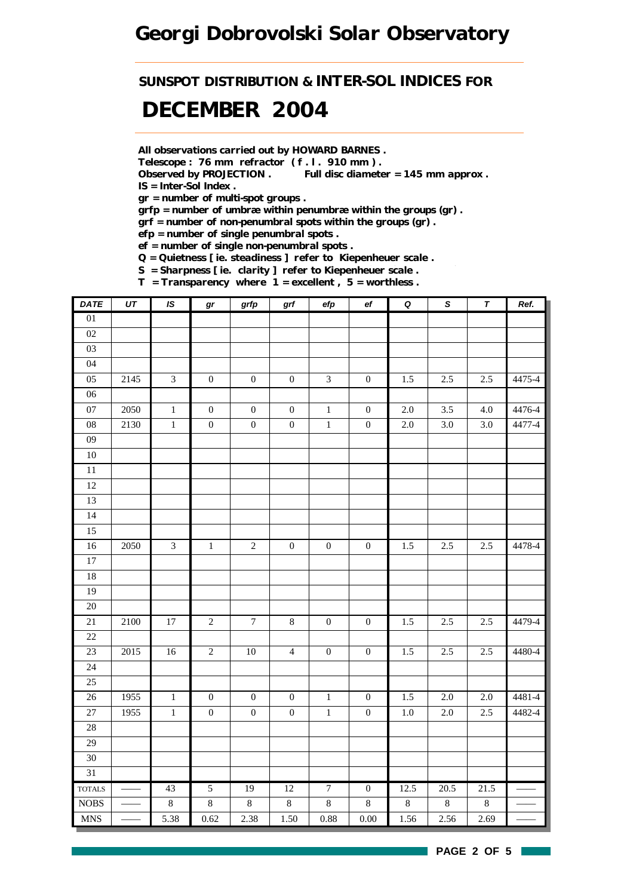# Georgi Dobrovolski Solar Observatory

## SUNSPOT DISTRIBUTION & INTER-SOL INDICES FOR

# DECEMBER 2004

**All observations carried out by HOWARD BARNES .**
**Telescope : 76 mm refractor ( f . l . 910 mm ) .**
**Observed by PROJECTION .  Full disc diameter = 145 mm approx .**
**IS = Inter-Sol Index .**
**gr = number of multi-spot groups .**
**grfp = number of umbræ within penumbræ within the groups (gr) .**
**grf = number of non-penumbral spots within the groups (gr) .**
**efp = number of single penumbral spots .**
**ef = number of single non-penumbral spots .**
**Q = Quietness [ ie. steadiness ] refer to Kiepenheuer scale .**
**S = Sharpness [ ie. clarity ] refer to Kiepenheuer scale .**
**T = Transparency where 1 = excellent , 5 = worthless .**

| DATE | UT | IS | gr | grfp | grf | efp | ef | Q | S | T | Ref. |
|---|---|---|---|---|---|---|---|---|---|---|---|
| 01 | | | | | | | | | | | |
| 02 | | | | | | | | | | | |
| 03 | | | | | | | | | | | |
| 04 | | | | | | | | | | | |
| 05 | 2145 | 3 | 0 | 0 | 0 | 3 | 0 | 1.5 | 2.5 | 2.5 | 4475-4 |
| 06 | | | | | | | | | | | |
| 07 | 2050 | 1 | 0 | 0 | 0 | 1 | 0 | 2.0 | 3.5 | 4.0 | 4476-4 |
| 08 | 2130 | 1 | 0 | 0 | 0 | 1 | 0 | 2.0 | 3.0 | 3.0 | 4477-4 |
| 09 | | | | | | | | | | | |
| 10 | | | | | | | | | | | |
| 11 | | | | | | | | | | | |
| 12 | | | | | | | | | | | |
| 13 | | | | | | | | | | | |
| 14 | | | | | | | | | | | |
| 15 | | | | | | | | | | | |
| 16 | 2050 | 3 | 1 | 2 | 0 | 0 | 0 | 1.5 | 2.5 | 2.5 | 4478-4 |
| 17 | | | | | | | | | | | |
| 18 | | | | | | | | | | | |
| 19 | | | | | | | | | | | |
| 20 | | | | | | | | | | | |
| 21 | 2100 | 17 | 2 | 7 | 8 | 0 | 0 | 1.5 | 2.5 | 2.5 | 4479-4 |
| 22 | | | | | | | | | | | |
| 23 | 2015 | 16 | 2 | 10 | 4 | 0 | 0 | 1.5 | 2.5 | 2.5 | 4480-4 |
| 24 | | | | | | | | | | | |
| 25 | | | | | | | | | | | |
| 26 | 1955 | 1 | 0 | 0 | 0 | 1 | 0 | 1.5 | 2.0 | 2.0 | 4481-4 |
| 27 | 1955 | 1 | 0 | 0 | 0 | 1 | 0 | 1.0 | 2.0 | 2.5 | 4482-4 |
| 28 | | | | | | | | | | | |
| 29 | | | | | | | | | | | |
| 30 | | | | | | | | | | | |
| 31 | | | | | | | | | | | |
| TOTALS | —— | 43 | 5 | 19 | 12 | 7 | 0 | 12.5 | 20.5 | 21.5 | —— |
| NOBS | —— | 8 | 8 | 8 | 8 | 8 | 8 | 8 | 8 | 8 | —— |
| MNS | —— | 5.38 | 0.62 | 2.38 | 1.50 | 0.88 | 0.00 | 1.56 | 2.56 | 2.69 | —— |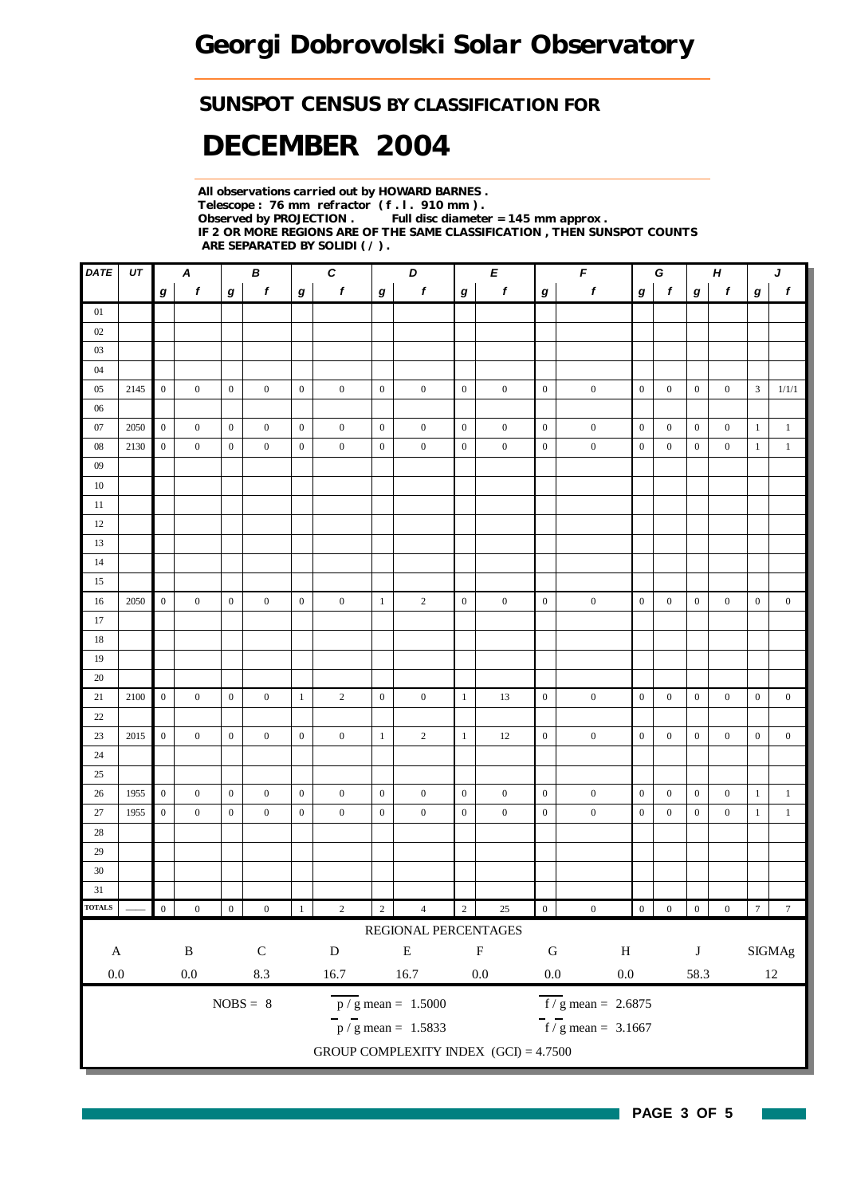# Georgi Dobrovolski Solar Observatory

## SUNSPOT CENSUS BY CLASSIFICATION FOR

# DECEMBER 2004

**All observations carried out by HOWARD BARNES .**
**Telescope : 76 mm refractor ( f . l . 910 mm ) .**
**Observed by PROJECTION . Full disc diameter = 145 mm approx .**
**IF 2 OR MORE REGIONS ARE OF THE SAME CLASSIFICATION , THEN SUNSPOT COUNTS ARE SEPARATED BY SOLIDI ( / ) .**

| DATE | UT | A | | B | | C | | D | | E | | F | | G | | H | | J | |
|---|---|---|---|---|---|---|---|---|---|---|---|---|---|---|---|---|---|---|---|
| | | g | f | g | f | g | f | g | f | g | f | g | f | g | f | g | f | g | f |
| 01 | | | | | | | | | | | | | | | | | | | |
| 02 | | | | | | | | | | | | | | | | | | | |
| 03 | | | | | | | | | | | | | | | | | | | |
| 04 | | | | | | | | | | | | | | | | | | | |
| 05 | 2145 | 0 | 0 | 0 | 0 | 0 | 0 | 0 | 0 | 0 | 0 | 0 | 0 | 0 | 0 | 0 | 0 | 3 | 1/1/1 |
| 06 | | | | | | | | | | | | | | | | | | | |
| 07 | 2050 | 0 | 0 | 0 | 0 | 0 | 0 | 0 | 0 | 0 | 0 | 0 | 0 | 0 | 0 | 0 | 0 | 1 | 1 |
| 08 | 2130 | 0 | 0 | 0 | 0 | 0 | 0 | 0 | 0 | 0 | 0 | 0 | 0 | 0 | 0 | 0 | 0 | 1 | 1 |
| 09 | | | | | | | | | | | | | | | | | | | |
| 10 | | | | | | | | | | | | | | | | | | | |
| 11 | | | | | | | | | | | | | | | | | | | |
| 12 | | | | | | | | | | | | | | | | | | | |
| 13 | | | | | | | | | | | | | | | | | | | |
| 14 | | | | | | | | | | | | | | | | | | | |
| 15 | | | | | | | | | | | | | | | | | | | |
| 16 | 2050 | 0 | 0 | 0 | 0 | 0 | 0 | 1 | 2 | 0 | 0 | 0 | 0 | 0 | 0 | 0 | 0 | 0 | 0 |
| 17 | | | | | | | | | | | | | | | | | | | |
| 18 | | | | | | | | | | | | | | | | | | | |
| 19 | | | | | | | | | | | | | | | | | | | |
| 20 | | | | | | | | | | | | | | | | | | | |
| 21 | 2100 | 0 | 0 | 0 | 0 | 1 | 2 | 0 | 0 | 1 | 13 | 0 | 0 | 0 | 0 | 0 | 0 | 0 | 0 |
| 22 | | | | | | | | | | | | | | | | | | | |
| 23 | 2015 | 0 | 0 | 0 | 0 | 0 | 0 | 1 | 2 | 1 | 12 | 0 | 0 | 0 | 0 | 0 | 0 | 0 | 0 |
| 24 | | | | | | | | | | | | | | | | | | | |
| 25 | | | | | | | | | | | | | | | | | | | |
| 26 | 1955 | 0 | 0 | 0 | 0 | 0 | 0 | 0 | 0 | 0 | 0 | 0 | 0 | 0 | 0 | 0 | 0 | 1 | 1 |
| 27 | 1955 | 0 | 0 | 0 | 0 | 0 | 0 | 0 | 0 | 0 | 0 | 0 | 0 | 0 | 0 | 0 | 0 | 1 | 1 |
| 28 | | | | | | | | | | | | | | | | | | | |
| 29 | | | | | | | | | | | | | | | | | | | |
| 30 | | | | | | | | | | | | | | | | | | | |
| 31 | | | | | | | | | | | | | | | | | | | |
| TOTALS | —— | 0 | 0 | 0 | 0 | 1 | 2 | 2 | 4 | 2 | 25 | 0 | 0 | 0 | 0 | 0 | 0 | 7 | 7 |

REGIONAL PERCENTAGES

| A | B | C | D | E | F | G | H | J | SIGMAg |
|---|---|---|---|---|---|---|---|---|---|
| 0.0 | 0.0 | 8.3 | 16.7 | 16.7 | 0.0 | 0.0 | 0.0 | 58.3 | 12 |

NOBS = 8

$\overline{p / g}$ mean = 1.5000

$\overline{f / g}$ mean = 2.6875

$\overline{p} / \overline{g}$ mean = 1.5833

$\overline{f} / \overline{g}$ mean = 3.1667

GROUP COMPLEXITY INDEX (GCI) = 4.7500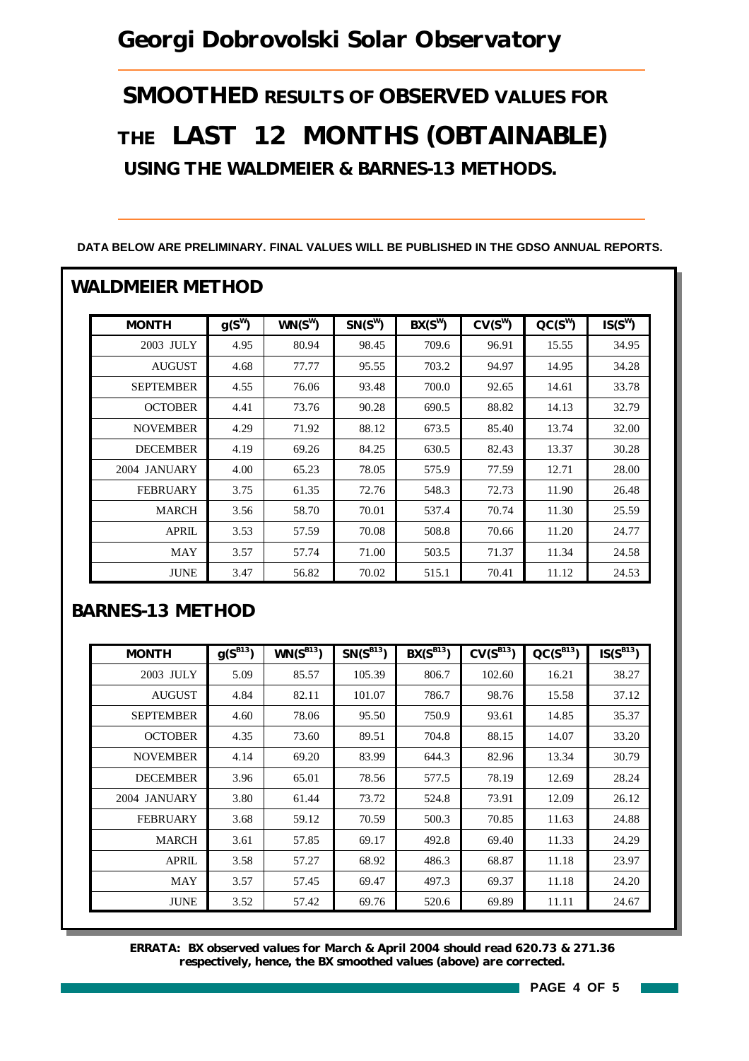# Georgi Dobrovolski Solar Observatory

## SMOOTHED RESULTS OF OBSERVED VALUES FOR THE LAST 12 MONTHS (OBTAINABLE) USING THE WALDMEIER & BARNES-13 METHODS.

**DATA BELOW ARE PRELIMINARY. FINAL VALUES WILL BE PUBLISHED IN THE GDSO ANNUAL REPORTS.**

## WALDMEIER METHOD

| MONTH | $g(S^W)$ | $WN(S^W)$ | $SN(S^W)$ | $BX(S^W)$ | $CV(S^W)$ | $QC(S^W)$ | $IS(S^W)$ |
|---|---|---|---|---|---|---|---|
| 2003 JULY | 4.95 | 80.94 | 98.45 | 709.6 | 96.91 | 15.55 | 34.95 |
| AUGUST | 4.68 | 77.77 | 95.55 | 703.2 | 94.97 | 14.95 | 34.28 |
| SEPTEMBER | 4.55 | 76.06 | 93.48 | 700.0 | 92.65 | 14.61 | 33.78 |
| OCTOBER | 4.41 | 73.76 | 90.28 | 690.5 | 88.82 | 14.13 | 32.79 |
| NOVEMBER | 4.29 | 71.92 | 88.12 | 673.5 | 85.40 | 13.74 | 32.00 |
| DECEMBER | 4.19 | 69.26 | 84.25 | 630.5 | 82.43 | 13.37 | 30.28 |
| 2004 JANUARY | 4.00 | 65.23 | 78.05 | 575.9 | 77.59 | 12.71 | 28.00 |
| FEBRUARY | 3.75 | 61.35 | 72.76 | 548.3 | 72.73 | 11.90 | 26.48 |
| MARCH | 3.56 | 58.70 | 70.01 | 537.4 | 70.74 | 11.30 | 25.59 |
| APRIL | 3.53 | 57.59 | 70.08 | 508.8 | 70.66 | 11.20 | 24.77 |
| MAY | 3.57 | 57.74 | 71.00 | 503.5 | 71.37 | 11.34 | 24.58 |
| JUNE | 3.47 | 56.82 | 70.02 | 515.1 | 70.41 | 11.12 | 24.53 |

## BARNES-13 METHOD

| MONTH | $g(S^{B13})$ | $WN(S^{B13})$ | $SN(S^{B13})$ | $BX(S^{B13})$ | $CV(S^{B13})$ | $QC(S^{B13})$ | $IS(S^{B13})$ |
|---|---|---|---|---|---|---|---|
| 2003 JULY | 5.09 | 85.57 | 105.39 | 806.7 | 102.60 | 16.21 | 38.27 |
| AUGUST | 4.84 | 82.11 | 101.07 | 786.7 | 98.76 | 15.58 | 37.12 |
| SEPTEMBER | 4.60 | 78.06 | 95.50 | 750.9 | 93.61 | 14.85 | 35.37 |
| OCTOBER | 4.35 | 73.60 | 89.51 | 704.8 | 88.15 | 14.07 | 33.20 |
| NOVEMBER | 4.14 | 69.20 | 83.99 | 644.3 | 82.96 | 13.34 | 30.79 |
| DECEMBER | 3.96 | 65.01 | 78.56 | 577.5 | 78.19 | 12.69 | 28.24 |
| 2004 JANUARY | 3.80 | 61.44 | 73.72 | 524.8 | 73.91 | 12.09 | 26.12 |
| FEBRUARY | 3.68 | 59.12 | 70.59 | 500.3 | 70.85 | 11.63 | 24.88 |
| MARCH | 3.61 | 57.85 | 69.17 | 492.8 | 69.40 | 11.33 | 24.29 |
| APRIL | 3.58 | 57.27 | 68.92 | 486.3 | 68.87 | 11.18 | 23.97 |
| MAY | 3.57 | 57.45 | 69.47 | 497.3 | 69.37 | 11.18 | 24.20 |
| JUNE | 3.52 | 57.42 | 69.76 | 520.6 | 69.89 | 11.11 | 24.67 |

**ERRATA: BX observed values for March & April 2004 should read 620.73 & 271.36 respectively, hence, the BX smoothed values (above) are corrected.**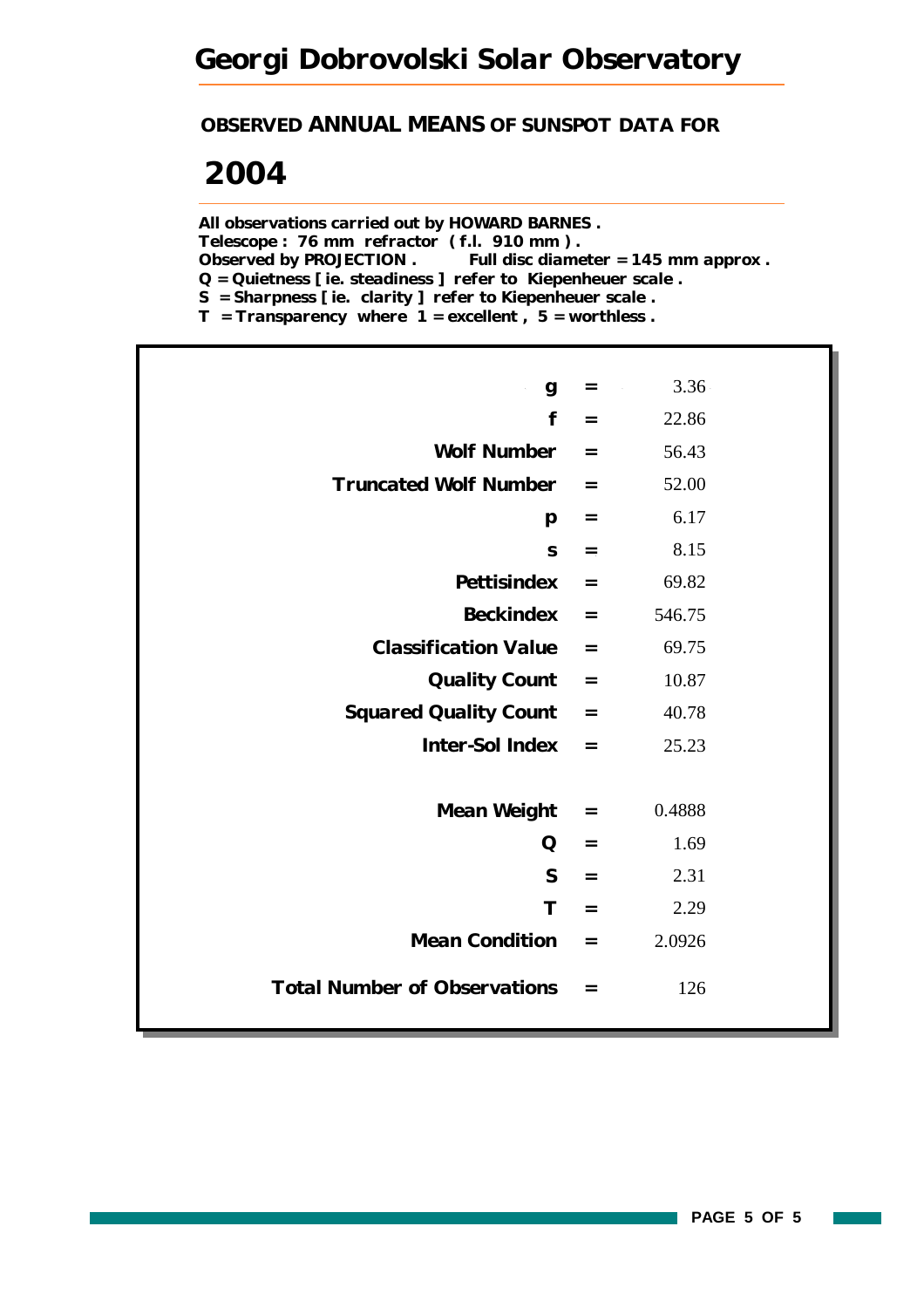# Georgi Dobrovolski Solar Observatory

## OBSERVED ANNUAL MEANS OF SUNSPOT DATA FOR

## 2004

**All observations carried out by HOWARD BARNES .**
**Telescope : 76 mm refractor ( f.l. 910 mm ) .**
**Observed by PROJECTION . Full disc diameter = 145 mm approx .**
**Q = Quietness [ ie. steadiness ] refer to Kiepenheuer scale .**
**S = Sharpness [ ie. clarity ] refer to Kiepenheuer scale .**
**T = Transparency where 1 = excellent , 5 = worthless .**

| | | |
|---:|:---:|---:|
| **g** | = | 3.36 |
| **f** | = | 22.86 |
| **Wolf Number** | = | 56.43 |
| **Truncated Wolf Number** | = | 52.00 |
| **p** | = | 6.17 |
| **s** | = | 8.15 |
| **Pettisindex** | = | 69.82 |
| **Beckindex** | = | 546.75 |
| **Classification Value** | = | 69.75 |
| **Quality Count** | = | 10.87 |
| **Squared Quality Count** | = | 40.78 |
| **Inter-Sol Index** | = | 25.23 |
| | | |
| **Mean Weight** | = | 0.4888 |
| **Q** | = | 1.69 |
| **S** | = | 2.31 |
| **T** | = | 2.29 |
| **Mean Condition** | = | 2.0926 |
| **Total Number of Observations** | = | 126 |